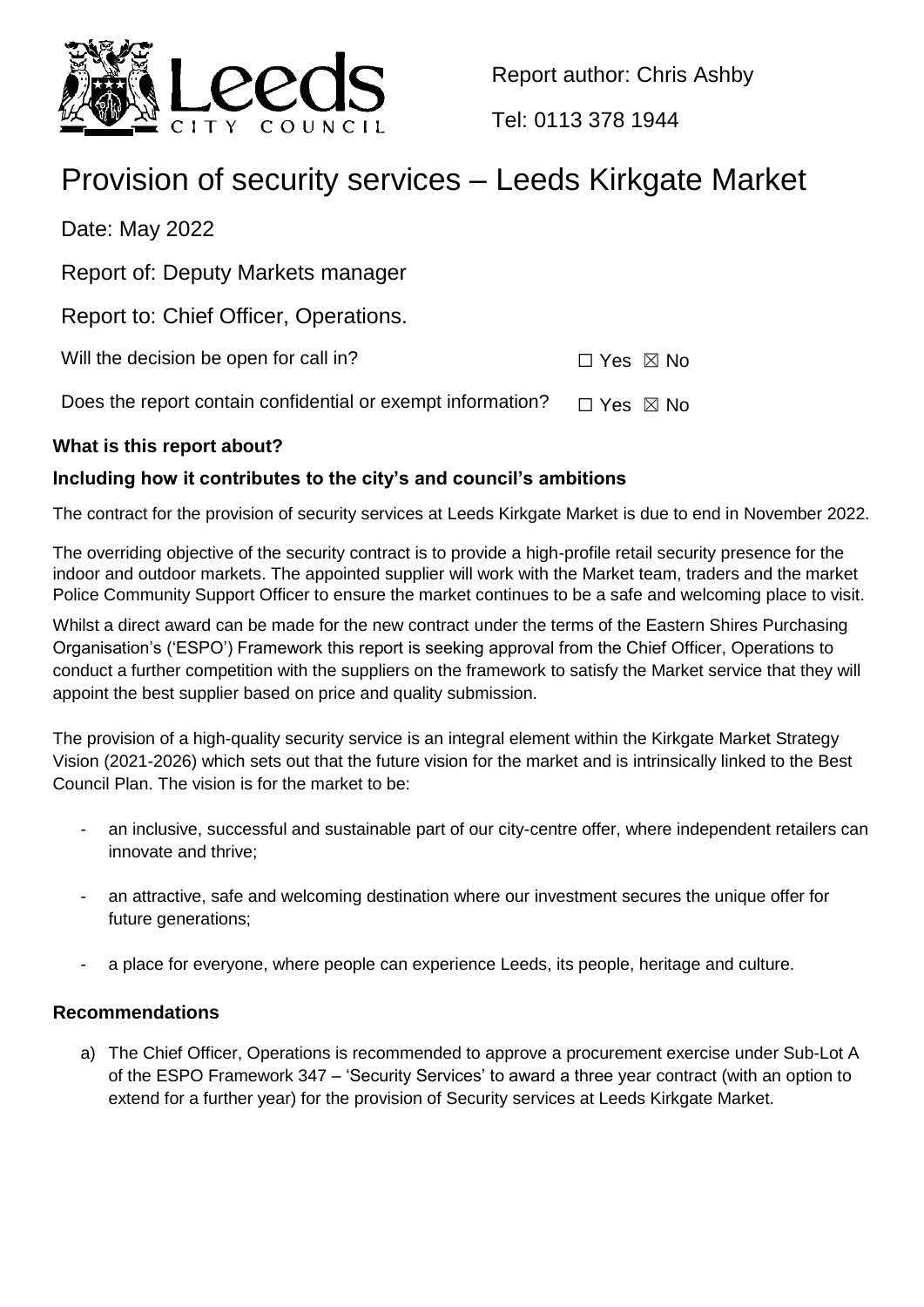Report author: Chris Ashby

Tel: 0113 378 1944

# Provision of security services – Leeds Kirkgate Market

Date: May 2022

Report of: Deputy Markets manager

Report to: Chief Officer, Operations.

Will the decision be open for call in? ☐ Yes ☒ No

Does the report contain confidential or exempt information? ☐ Yes ☒ No

### What is this report about?

### Including how it contributes to the city's and council's ambitions

The contract for the provision of security services at Leeds Kirkgate Market is due to end in November 2022.

The overriding objective of the security contract is to provide a high-profile retail security presence for the indoor and outdoor markets. The appointed supplier will work with the Market team, traders and the market Police Community Support Officer to ensure the market continues to be a safe and welcoming place to visit.

Whilst a direct award can be made for the new contract under the terms of the Eastern Shires Purchasing Organisation's ('ESPO') Framework this report is seeking approval from the Chief Officer, Operations to conduct a further competition with the suppliers on the framework to satisfy the Market service that they will appoint the best supplier based on price and quality submission.

The provision of a high-quality security service is an integral element within the Kirkgate Market Strategy Vision (2021-2026) which sets out that the future vision for the market and is intrinsically linked to the Best Council Plan. The vision is for the market to be:

- an inclusive, successful and sustainable part of our city-centre offer, where independent retailers can innovate and thrive;
- an attractive, safe and welcoming destination where our investment secures the unique offer for future generations;
- a place for everyone, where people can experience Leeds, its people, heritage and culture.

### Recommendations

a) The Chief Officer, Operations is recommended to approve a procurement exercise under Sub-Lot A of the ESPO Framework 347 – 'Security Services' to award a three year contract (with an option to extend for a further year) for the provision of Security services at Leeds Kirkgate Market.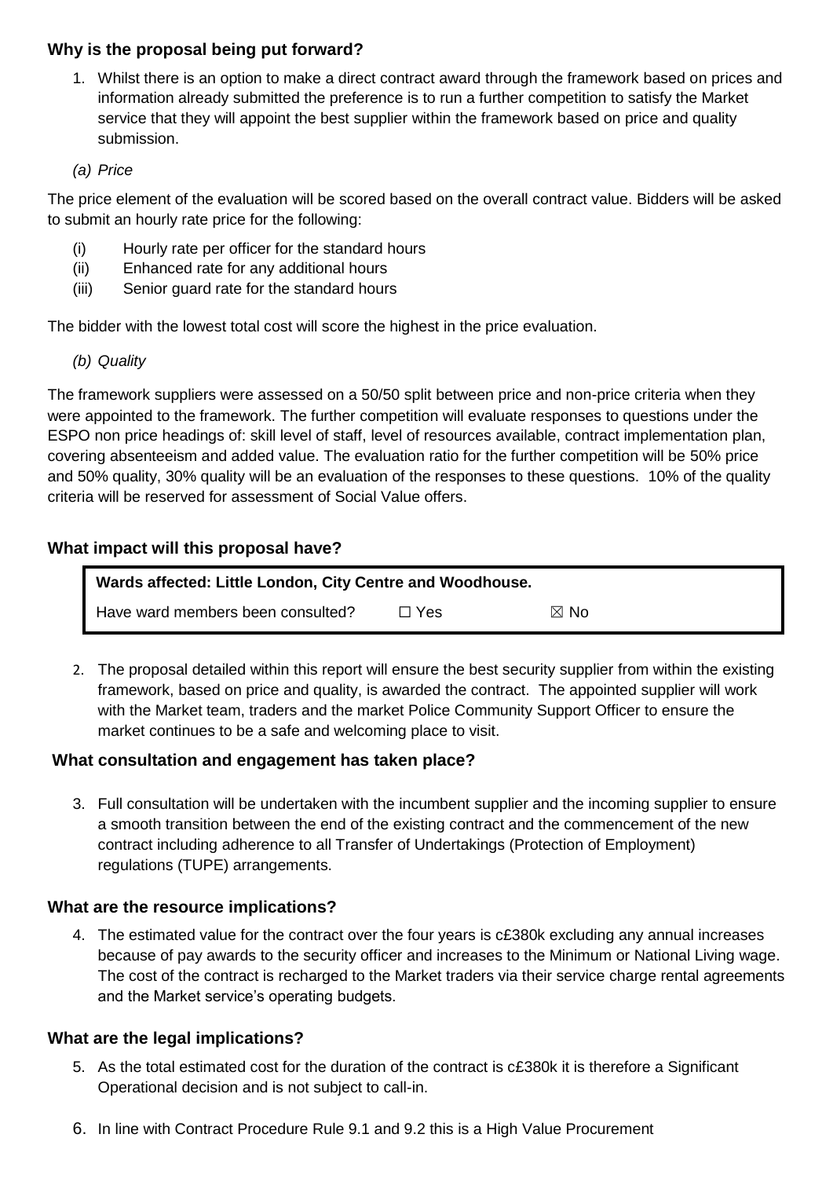**Why is the proposal being put forward?**

1. Whilst there is an option to make a direct contract award through the framework based on prices and information already submitted the preference is to run a further competition to satisfy the Market service that they will appoint the best supplier within the framework based on price and quality submission.

   *(a) Price*

The price element of the evaluation will be scored based on the overall contract value. Bidders will be asked to submit an hourly rate price for the following:

(i) Hourly rate per officer for the standard hours
(ii) Enhanced rate for any additional hours
(iii) Senior guard rate for the standard hours

The bidder with the lowest total cost will score the highest in the price evaluation.

   *(b) Quality*

The framework suppliers were assessed on a 50/50 split between price and non-price criteria when they were appointed to the framework. The further competition will evaluate responses to questions under the ESPO non price headings of: skill level of staff, level of resources available, contract implementation plan, covering absenteeism and added value. The evaluation ratio for the further competition will be 50% price and 50% quality, 30% quality will be an evaluation of the responses to these questions. 10% of the quality criteria will be reserved for assessment of Social Value offers.

**What impact will this proposal have?**

| **Wards affected: Little London, City Centre and Woodhouse.** | | |
|---|---|---|
| Have ward members been consulted? | ☐ Yes | ☒ No |

2. The proposal detailed within this report will ensure the best security supplier from within the existing framework, based on price and quality, is awarded the contract. The appointed supplier will work with the Market team, traders and the market Police Community Support Officer to ensure the market continues to be a safe and welcoming place to visit.

**What consultation and engagement has taken place?**

3. Full consultation will be undertaken with the incumbent supplier and the incoming supplier to ensure a smooth transition between the end of the existing contract and the commencement of the new contract including adherence to all Transfer of Undertakings (Protection of Employment) regulations (TUPE) arrangements.

**What are the resource implications?**

4. The estimated value for the contract over the four years is c£380k excluding any annual increases because of pay awards to the security officer and increases to the Minimum or National Living wage. The cost of the contract is recharged to the Market traders via their service charge rental agreements and the Market service's operating budgets.

**What are the legal implications?**

5. As the total estimated cost for the duration of the contract is c£380k it is therefore a Significant Operational decision and is not subject to call-in.

6. In line with Contract Procedure Rule 9.1 and 9.2 this is a High Value Procurement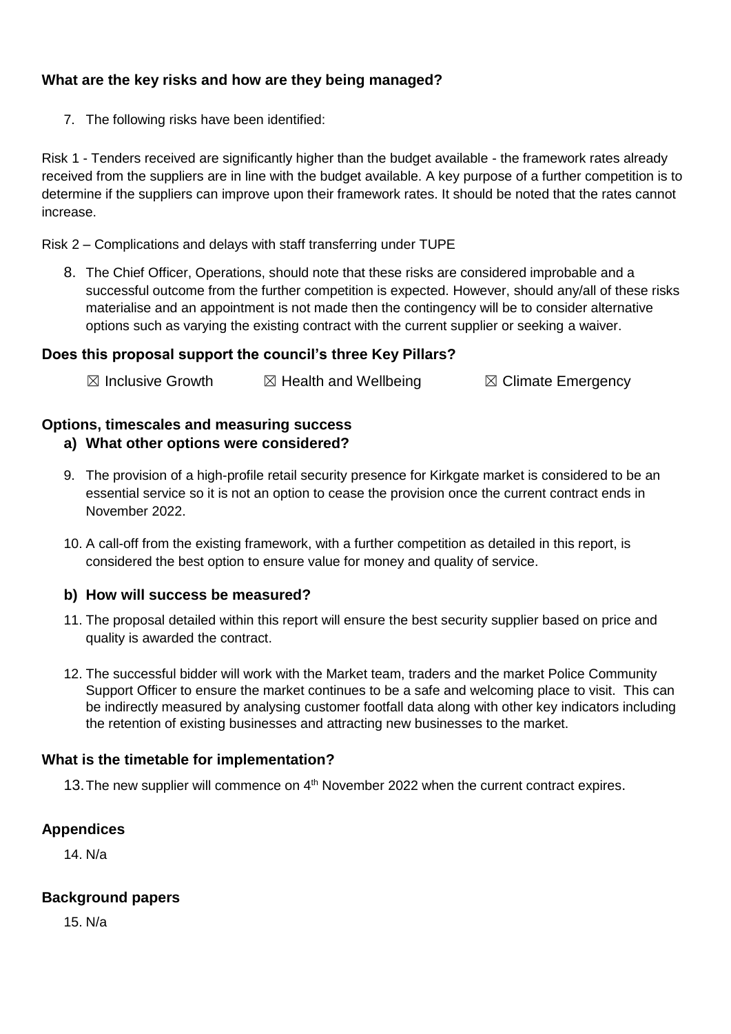### What are the key risks and how are they being managed?

7. The following risks have been identified:

Risk 1 - Tenders received are significantly higher than the budget available - the framework rates already received from the suppliers are in line with the budget available. A key purpose of a further competition is to determine if the suppliers can improve upon their framework rates. It should be noted that the rates cannot increase.

Risk 2 – Complications and delays with staff transferring under TUPE

8. The Chief Officer, Operations, should note that these risks are considered improbable and a successful outcome from the further competition is expected. However, should any/all of these risks materialise and an appointment is not made then the contingency will be to consider alternative options such as varying the existing contract with the current supplier or seeking a waiver.

### Does this proposal support the council's three Key Pillars?

☒ Inclusive Growth ☒ Health and Wellbeing ☒ Climate Emergency

### Options, timescales and measuring success

#### a) What other options were considered?

9. The provision of a high-profile retail security presence for Kirkgate market is considered to be an essential service so it is not an option to cease the provision once the current contract ends in November 2022.

10. A call-off from the existing framework, with a further competition as detailed in this report, is considered the best option to ensure value for money and quality of service.

#### b) How will success be measured?

11. The proposal detailed within this report will ensure the best security supplier based on price and quality is awarded the contract.

12. The successful bidder will work with the Market team, traders and the market Police Community Support Officer to ensure the market continues to be a safe and welcoming place to visit. This can be indirectly measured by analysing customer footfall data along with other key indicators including the retention of existing businesses and attracting new businesses to the market.

### What is the timetable for implementation?

13. The new supplier will commence on 4th November 2022 when the current contract expires.

### Appendices

14. N/a

### Background papers

15. N/a